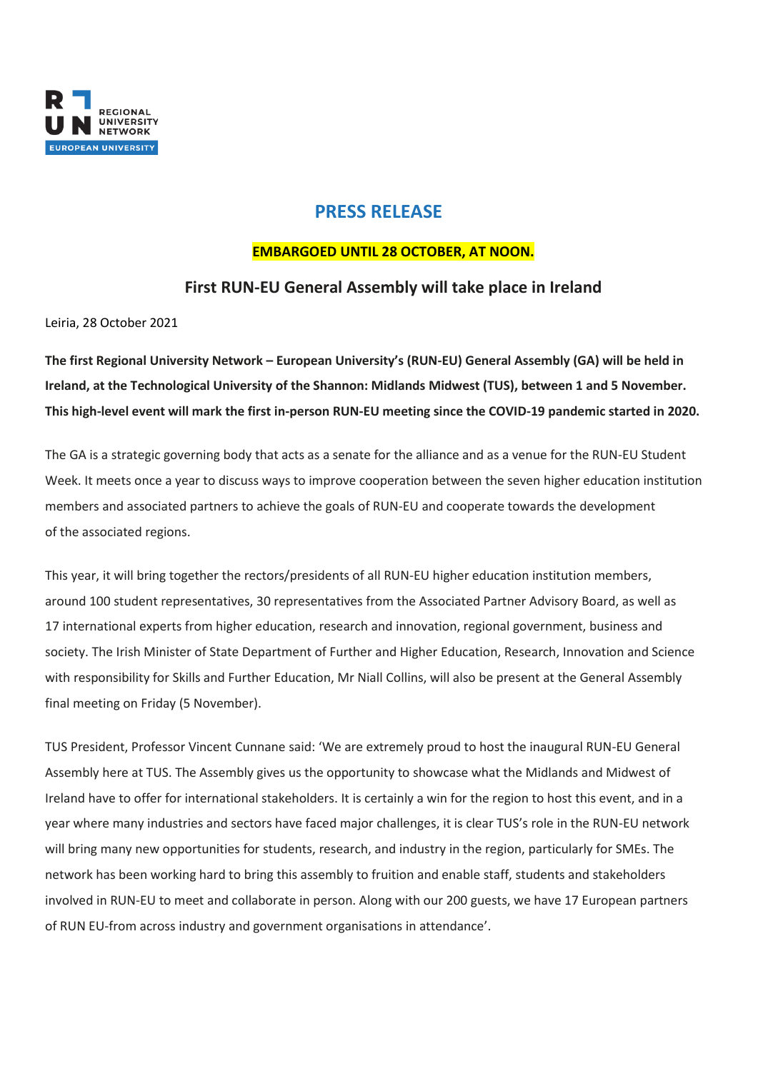# PRESS RELEASE

**EMBARGOED UNTIL 28 OCTOBER, AT NOON.**

## First RUN-EU General Assembly will take place in Ireland

Leiria, 28 October 2021

**The first Regional University Network – European University's (RUN-EU) General Assembly (GA) will be held in Ireland, at the Technological University of the Shannon: Midlands Midwest (TUS), between 1 and 5 November. This high-level event will mark the first in-person RUN-EU meeting since the COVID-19 pandemic started in 2020.**

The GA is a strategic governing body that acts as a senate for the alliance and as a venue for the RUN-EU Student Week. It meets once a year to discuss ways to improve cooperation between the seven higher education institution members and associated partners to achieve the goals of RUN-EU and cooperate towards the development of the associated regions.

This year, it will bring together the rectors/presidents of all RUN-EU higher education institution members, around 100 student representatives, 30 representatives from the Associated Partner Advisory Board, as well as 17 international experts from higher education, research and innovation, regional government, business and society. The Irish Minister of State Department of Further and Higher Education, Research, Innovation and Science with responsibility for Skills and Further Education, Mr Niall Collins, will also be present at the General Assembly final meeting on Friday (5 November).

TUS President, Professor Vincent Cunnane said: 'We are extremely proud to host the inaugural RUN-EU General Assembly here at TUS. The Assembly gives us the opportunity to showcase what the Midlands and Midwest of Ireland have to offer for international stakeholders. It is certainly a win for the region to host this event, and in a year where many industries and sectors have faced major challenges, it is clear TUS's role in the RUN-EU network will bring many new opportunities for students, research, and industry in the region, particularly for SMEs. The network has been working hard to bring this assembly to fruition and enable staff, students and stakeholders involved in RUN-EU to meet and collaborate in person. Along with our 200 guests, we have 17 European partners of RUN EU-from across industry and government organisations in attendance'.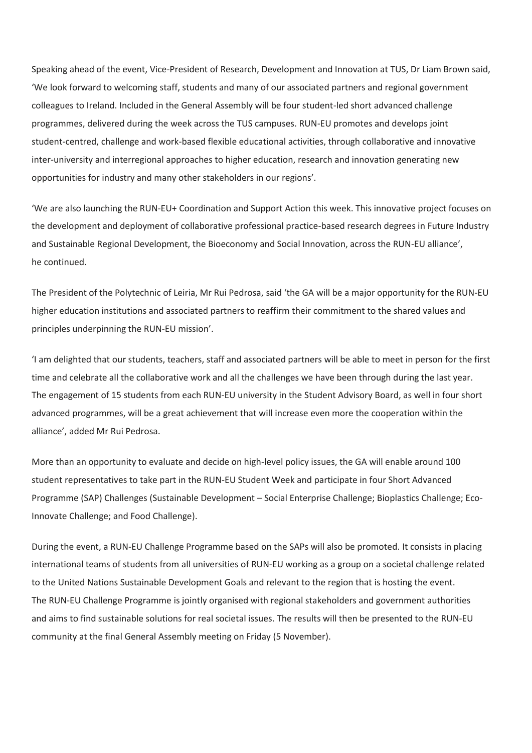Speaking ahead of the event, Vice-President of Research, Development and Innovation at TUS, Dr Liam Brown said, 'We look forward to welcoming staff, students and many of our associated partners and regional government colleagues to Ireland. Included in the General Assembly will be four student-led short advanced challenge programmes, delivered during the week across the TUS campuses. RUN-EU promotes and develops joint student-centred, challenge and work-based flexible educational activities, through collaborative and innovative inter-university and interregional approaches to higher education, research and innovation generating new opportunities for industry and many other stakeholders in our regions'.

'We are also launching the RUN-EU+ Coordination and Support Action this week. This innovative project focuses on the development and deployment of collaborative professional practice-based research degrees in Future Industry and Sustainable Regional Development, the Bioeconomy and Social Innovation, across the RUN-EU alliance', he continued.

The President of the Polytechnic of Leiria, Mr Rui Pedrosa, said 'the GA will be a major opportunity for the RUN-EU higher education institutions and associated partners to reaffirm their commitment to the shared values and principles underpinning the RUN-EU mission'.

'I am delighted that our students, teachers, staff and associated partners will be able to meet in person for the first time and celebrate all the collaborative work and all the challenges we have been through during the last year. The engagement of 15 students from each RUN-EU university in the Student Advisory Board, as well in four short advanced programmes, will be a great achievement that will increase even more the cooperation within the alliance', added Mr Rui Pedrosa.

More than an opportunity to evaluate and decide on high-level policy issues, the GA will enable around 100 student representatives to take part in the RUN-EU Student Week and participate in four Short Advanced Programme (SAP) Challenges (Sustainable Development – Social Enterprise Challenge; Bioplastics Challenge; Eco-Innovate Challenge; and Food Challenge).

During the event, a RUN-EU Challenge Programme based on the SAPs will also be promoted. It consists in placing international teams of students from all universities of RUN-EU working as a group on a societal challenge related to the United Nations Sustainable Development Goals and relevant to the region that is hosting the event. The RUN-EU Challenge Programme is jointly organised with regional stakeholders and government authorities and aims to find sustainable solutions for real societal issues. The results will then be presented to the RUN-EU community at the final General Assembly meeting on Friday (5 November).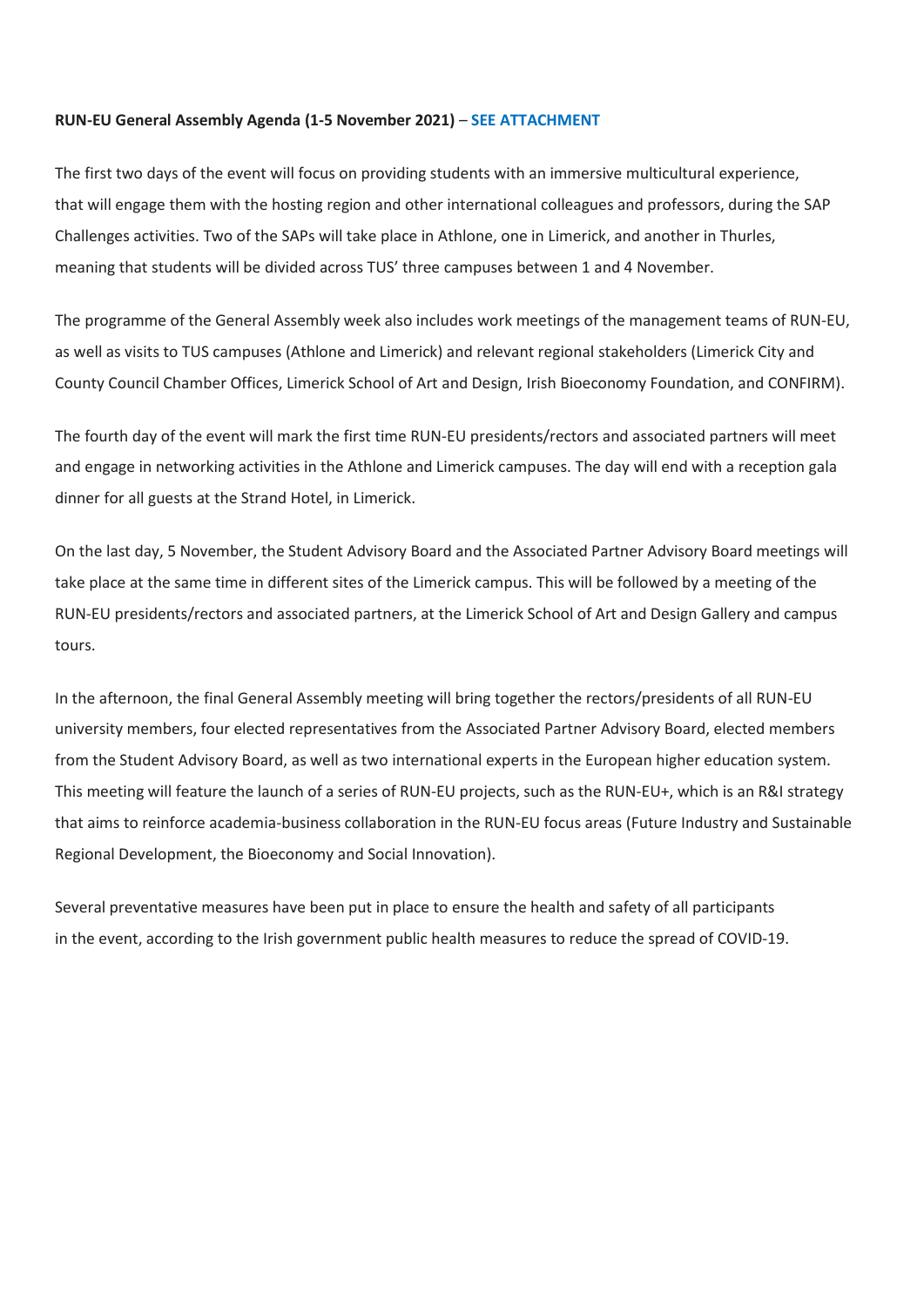**RUN-EU General Assembly Agenda (1-5 November 2021)** – **SEE ATTACHMENT**

The first two days of the event will focus on providing students with an immersive multicultural experience, that will engage them with the hosting region and other international colleagues and professors, during the SAP Challenges activities. Two of the SAPs will take place in Athlone, one in Limerick, and another in Thurles, meaning that students will be divided across TUS' three campuses between 1 and 4 November.

The programme of the General Assembly week also includes work meetings of the management teams of RUN-EU, as well as visits to TUS campuses (Athlone and Limerick) and relevant regional stakeholders (Limerick City and County Council Chamber Offices, Limerick School of Art and Design, Irish Bioeconomy Foundation, and CONFIRM).

The fourth day of the event will mark the first time RUN-EU presidents/rectors and associated partners will meet and engage in networking activities in the Athlone and Limerick campuses. The day will end with a reception gala dinner for all guests at the Strand Hotel, in Limerick.

On the last day, 5 November, the Student Advisory Board and the Associated Partner Advisory Board meetings will take place at the same time in different sites of the Limerick campus. This will be followed by a meeting of the RUN-EU presidents/rectors and associated partners, at the Limerick School of Art and Design Gallery and campus tours.

In the afternoon, the final General Assembly meeting will bring together the rectors/presidents of all RUN-EU university members, four elected representatives from the Associated Partner Advisory Board, elected members from the Student Advisory Board, as well as two international experts in the European higher education system. This meeting will feature the launch of a series of RUN-EU projects, such as the RUN-EU+, which is an R&I strategy that aims to reinforce academia-business collaboration in the RUN-EU focus areas (Future Industry and Sustainable Regional Development, the Bioeconomy and Social Innovation).

Several preventative measures have been put in place to ensure the health and safety of all participants in the event, according to the Irish government public health measures to reduce the spread of COVID-19.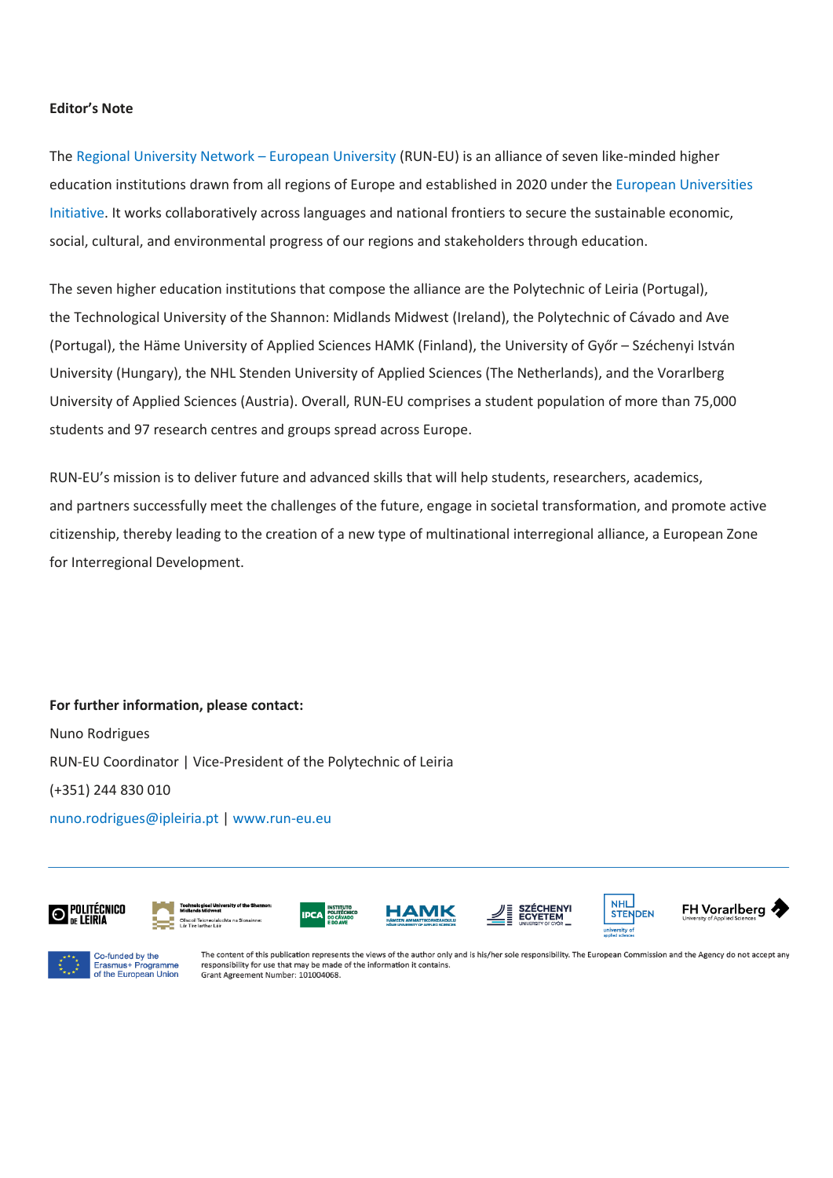**Editor's Note**

The Regional University Network – European University (RUN-EU) is an alliance of seven like-minded higher education institutions drawn from all regions of Europe and established in 2020 under the European Universities Initiative. It works collaboratively across languages and national frontiers to secure the sustainable economic, social, cultural, and environmental progress of our regions and stakeholders through education.

The seven higher education institutions that compose the alliance are the Polytechnic of Leiria (Portugal), the Technological University of the Shannon: Midlands Midwest (Ireland), the Polytechnic of Cávado and Ave (Portugal), the Häme University of Applied Sciences HAMK (Finland), the University of Győr – Széchenyi István University (Hungary), the NHL Stenden University of Applied Sciences (The Netherlands), and the Vorarlberg University of Applied Sciences (Austria). Overall, RUN-EU comprises a student population of more than 75,000 students and 97 research centres and groups spread across Europe.

RUN-EU's mission is to deliver future and advanced skills that will help students, researchers, academics, and partners successfully meet the challenges of the future, engage in societal transformation, and promote active citizenship, thereby leading to the creation of a new type of multinational interregional alliance, a European Zone for Interregional Development.

**For further information, please contact:**

Nuno Rodrigues

RUN-EU Coordinator | Vice-President of the Polytechnic of Leiria

(+351) 244 830 010

nuno.rodrigues@ipleiria.pt | www.run-eu.eu

Co-funded by the Erasmus+ Programme of the European Union

The content of this publication represents the views of the author only and is his/her sole responsibility. The European Commission and the Agency do not accept any responsibility for use that may be made of the information it contains.
Grant Agreement Number: 101004068.